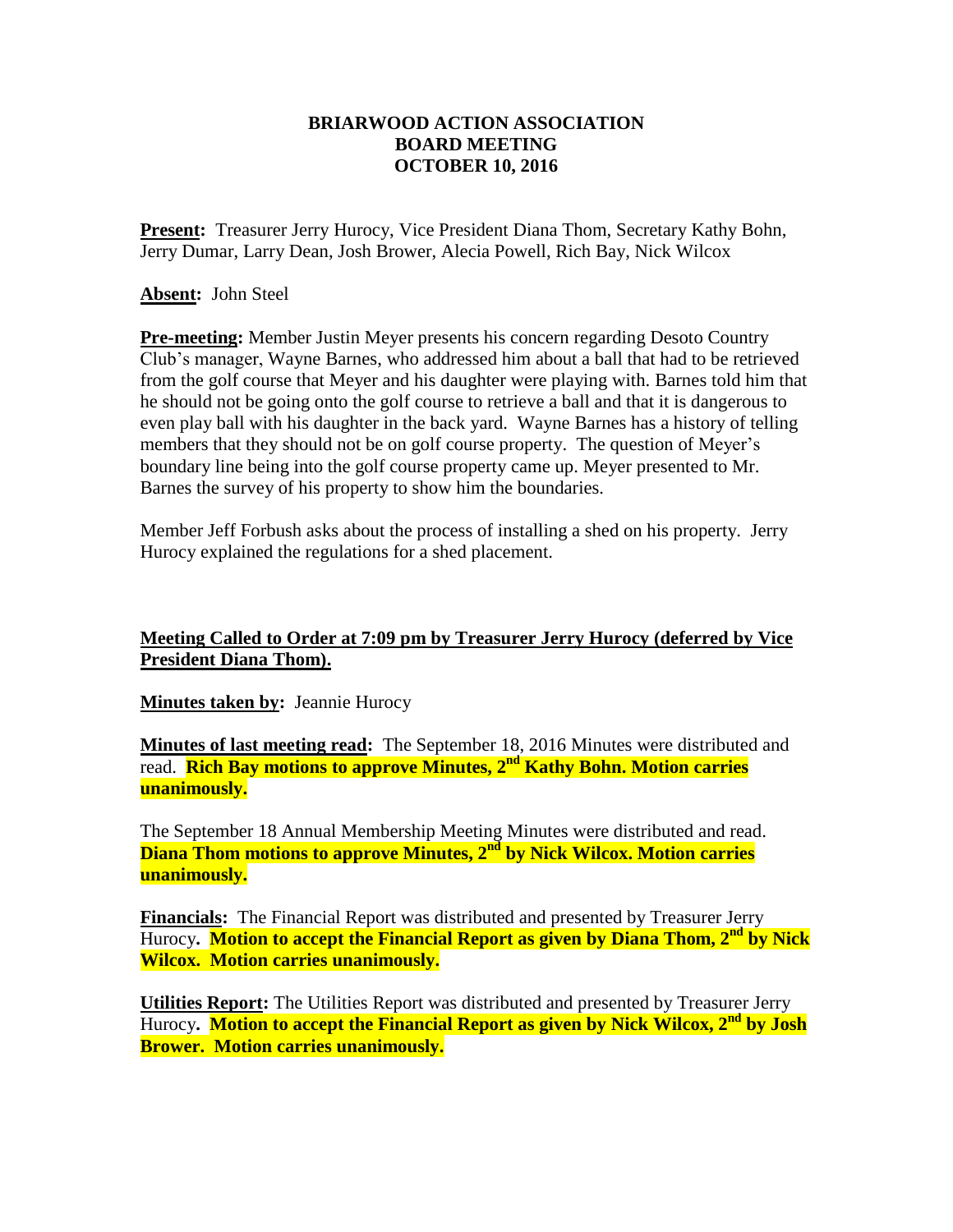# BRIARWOOD ACTION ASSOCIATION
## BOARD MEETING
## OCTOBER 10, 2016

**Present:** Treasurer Jerry Hurocy, Vice President Diana Thom, Secretary Kathy Bohn, Jerry Dumar, Larry Dean, Josh Brower, Alecia Powell, Rich Bay, Nick Wilcox

**Absent:** John Steel

**Pre-meeting:** Member Justin Meyer presents his concern regarding Desoto Country Club's manager, Wayne Barnes, who addressed him about a ball that had to be retrieved from the golf course that Meyer and his daughter were playing with. Barnes told him that he should not be going onto the golf course to retrieve a ball and that it is dangerous to even play ball with his daughter in the back yard. Wayne Barnes has a history of telling members that they should not be on golf course property. The question of Meyer's boundary line being into the golf course property came up. Meyer presented to Mr. Barnes the survey of his property to show him the boundaries.

Member Jeff Forbush asks about the process of installing a shed on his property. Jerry Hurocy explained the regulations for a shed placement.

**Meeting Called to Order at 7:09 pm by Treasurer Jerry Hurocy (deferred by Vice President Diana Thom).**

**Minutes taken by:** Jeannie Hurocy

**Minutes of last meeting read:** The September 18, 2016 Minutes were distributed and read. **Rich Bay motions to approve Minutes, 2nd Kathy Bohn. Motion carries unanimously.**

The September 18 Annual Membership Meeting Minutes were distributed and read. **Diana Thom motions to approve Minutes, 2nd by Nick Wilcox. Motion carries unanimously.**

**Financials:** The Financial Report was distributed and presented by Treasurer Jerry Hurocy. **Motion to accept the Financial Report as given by Diana Thom, 2nd by Nick Wilcox. Motion carries unanimously.**

**Utilities Report:** The Utilities Report was distributed and presented by Treasurer Jerry Hurocy. **Motion to accept the Financial Report as given by Nick Wilcox, 2nd by Josh Brower. Motion carries unanimously.**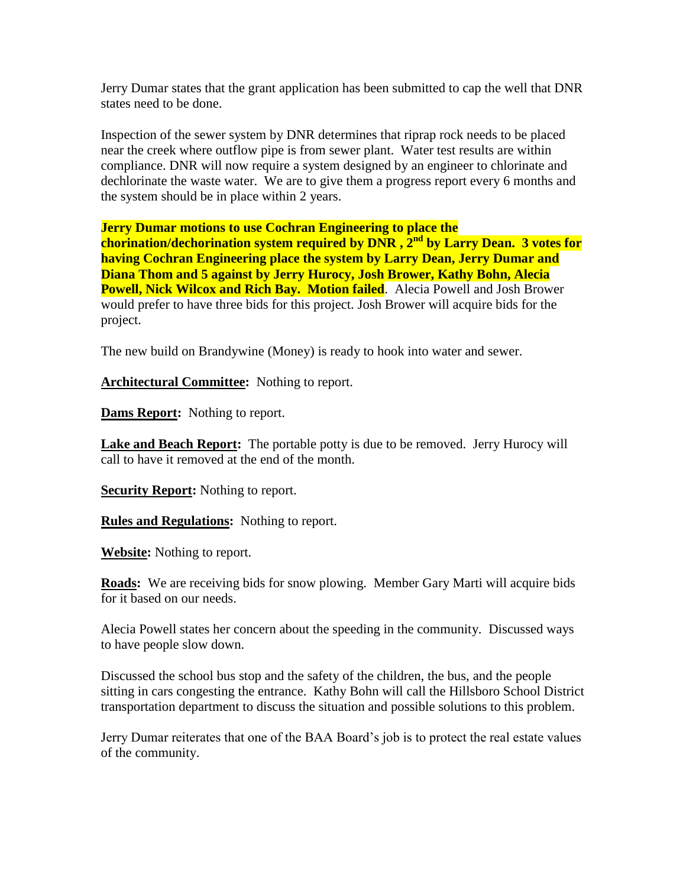Jerry Dumar states that the grant application has been submitted to cap the well that DNR states need to be done.

Inspection of the sewer system by DNR determines that riprap rock needs to be placed near the creek where outflow pipe is from sewer plant. Water test results are within compliance. DNR will now require a system designed by an engineer to chlorinate and dechlorinate the waste water. We are to give them a progress report every 6 months and the system should be in place within 2 years.

**Jerry Dumar motions to use Cochran Engineering to place the chorination/dechorination system required by DNR , 2nd by Larry Dean. 3 votes for having Cochran Engineering place the system by Larry Dean, Jerry Dumar and Diana Thom and 5 against by Jerry Hurocy, Josh Brower, Kathy Bohn, Alecia Powell, Nick Wilcox and Rich Bay. Motion failed**. Alecia Powell and Josh Brower would prefer to have three bids for this project. Josh Brower will acquire bids for the project.

The new build on Brandywine (Money) is ready to hook into water and sewer.

**Architectural Committee:** Nothing to report.

**Dams Report:** Nothing to report.

**Lake and Beach Report:** The portable potty is due to be removed. Jerry Hurocy will call to have it removed at the end of the month.

**Security Report:** Nothing to report.

**Rules and Regulations:** Nothing to report.

**Website:** Nothing to report.

**Roads:** We are receiving bids for snow plowing. Member Gary Marti will acquire bids for it based on our needs.

Alecia Powell states her concern about the speeding in the community. Discussed ways to have people slow down.

Discussed the school bus stop and the safety of the children, the bus, and the people sitting in cars congesting the entrance. Kathy Bohn will call the Hillsboro School District transportation department to discuss the situation and possible solutions to this problem.

Jerry Dumar reiterates that one of the BAA Board's job is to protect the real estate values of the community.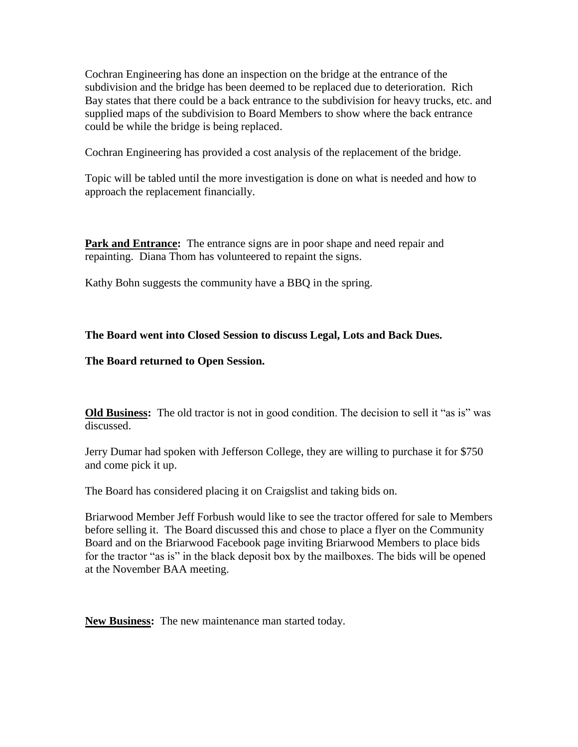Cochran Engineering has done an inspection on the bridge at the entrance of the subdivision and the bridge has been deemed to be replaced due to deterioration. Rich Bay states that there could be a back entrance to the subdivision for heavy trucks, etc. and supplied maps of the subdivision to Board Members to show where the back entrance could be while the bridge is being replaced.

Cochran Engineering has provided a cost analysis of the replacement of the bridge.

Topic will be tabled until the more investigation is done on what is needed and how to approach the replacement financially.

**Park and Entrance:** The entrance signs are in poor shape and need repair and repainting. Diana Thom has volunteered to repaint the signs.

Kathy Bohn suggests the community have a BBQ in the spring.

**The Board went into Closed Session to discuss Legal, Lots and Back Dues.**

**The Board returned to Open Session.**

**Old Business:** The old tractor is not in good condition. The decision to sell it "as is" was discussed.

Jerry Dumar had spoken with Jefferson College, they are willing to purchase it for $750 and come pick it up.

The Board has considered placing it on Craigslist and taking bids on.

Briarwood Member Jeff Forbush would like to see the tractor offered for sale to Members before selling it. The Board discussed this and chose to place a flyer on the Community Board and on the Briarwood Facebook page inviting Briarwood Members to place bids for the tractor "as is" in the black deposit box by the mailboxes. The bids will be opened at the November BAA meeting.

**New Business:** The new maintenance man started today.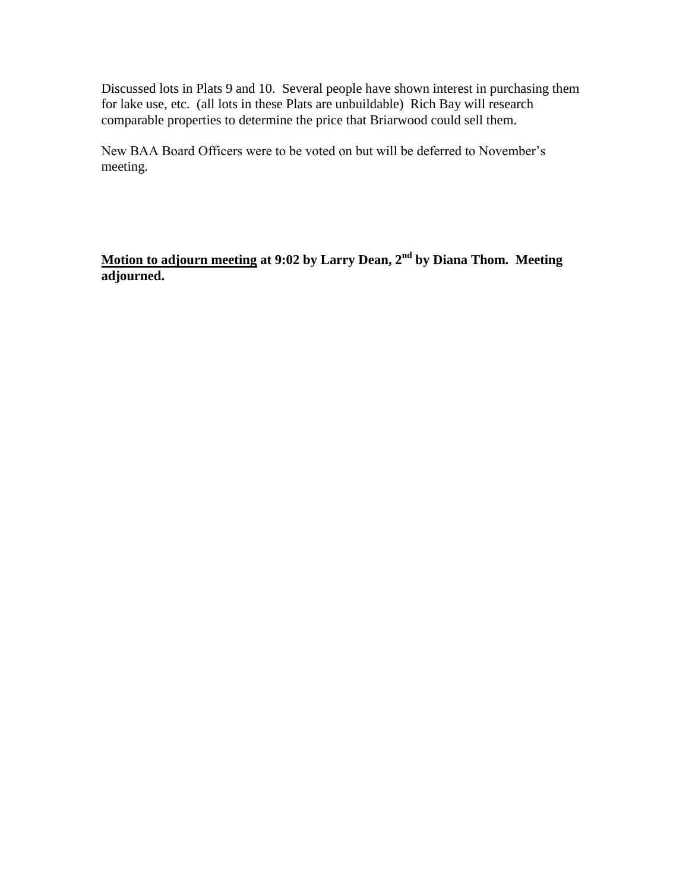Discussed lots in Plats 9 and 10. Several people have shown interest in purchasing them for lake use, etc. (all lots in these Plats are unbuildable) Rich Bay will research comparable properties to determine the price that Briarwood could sell them.

New BAA Board Officers were to be voted on but will be deferred to November's meeting.

**<u>Motion to adjourn meeting</u> at 9:02 by Larry Dean, 2nd by Diana Thom. Meeting adjourned.**